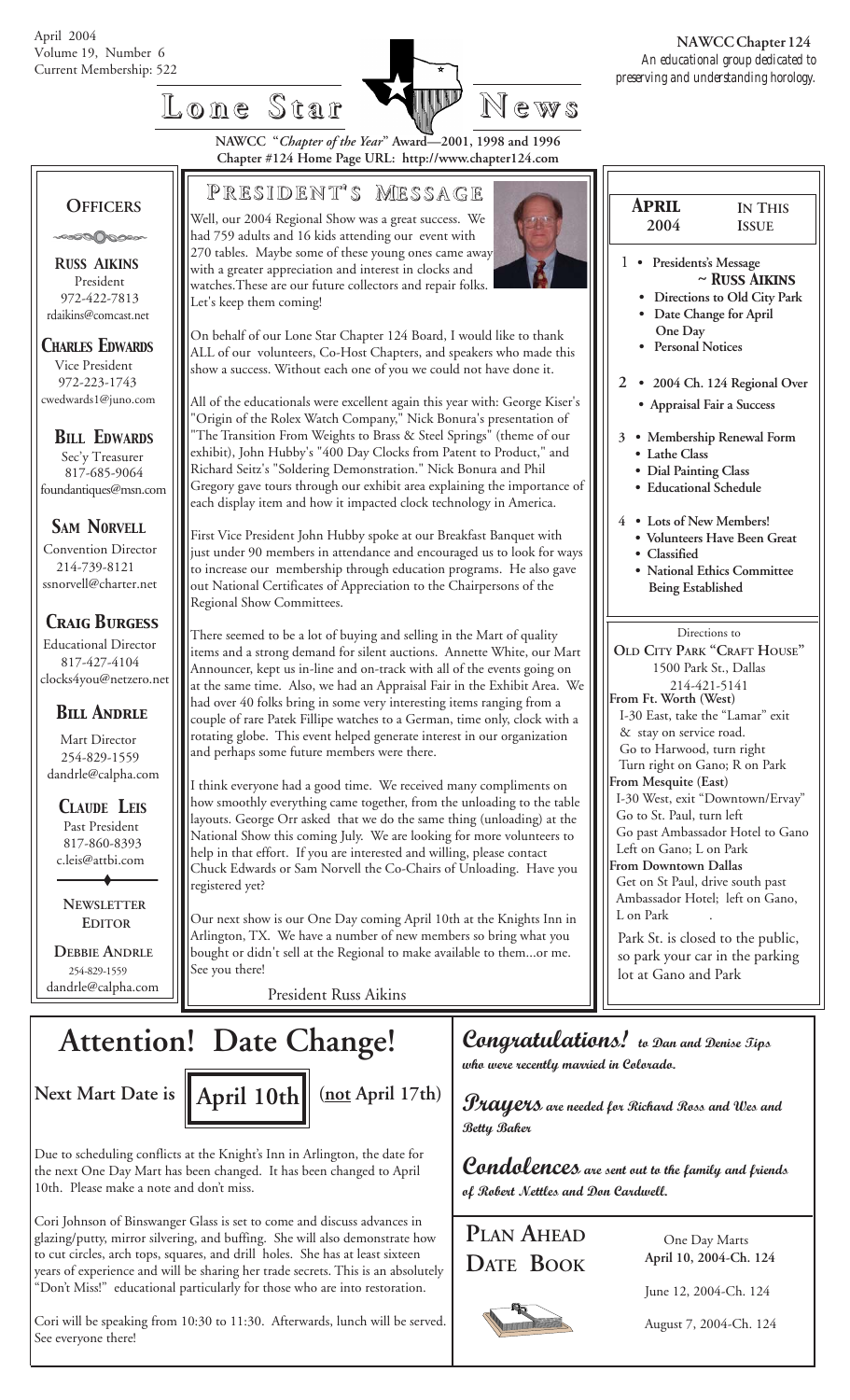April 2004
Volume 19, Number 6
Current Membership: 522

**NAWCC Chapter 124**
*An educational group dedicated to preserving and understanding horology.*

# Lone Star News

**NAWCC "*Chapter of the Year*" Award—2001, 1998 and 1996**
**Chapter #124 Home Page URL: http://www.chapter124.com**

## Officers

**Russ Aikins**
President
972-422-7813
rdaikins@comcast.net

**Charles Edwards**
Vice President
972-223-1743
cwedwards1@juno.com

**Bill Edwards**
Sec'y Treasurer
817-685-9064
foundantiques@msn.com

**Sam Norvell**
Convention Director
214-739-8121
ssnorvell@charter.net

**Craig Burgess**
Educational Director
817-427-4104
clocks4you@netzero.net

**Bill Andrle**
Mart Director
254-829-1559
dandrle@calpha.com

**Claude Leis**
Past President
817-860-8393
c.leis@attbi.com

**Newsletter Editor**

**Debbie Andrle**
254-829-1559
dandrle@calpha.com

## President's Message

Well, our 2004 Regional Show was a great success. We had 759 adults and 16 kids attending our event with 270 tables. Maybe some of these young ones came away with a greater appreciation and interest in clocks and watches.These are our future collectors and repair folks. Let's keep them coming!

On behalf of our Lone Star Chapter 124 Board, I would like to thank ALL of our volunteers, Co-Host Chapters, and speakers who made this show a success. Without each one of you we could not have done it.

All of the educationals were excellent again this year with: George Kiser's "Origin of the Rolex Watch Company," Nick Bonura's presentation of "The Transition From Weights to Brass & Steel Springs" (theme of our exhibit), John Hubby's "400 Day Clocks from Patent to Product," and Richard Seitz's "Soldering Demonstration." Nick Bonura and Phil Gregory gave tours through our exhibit area explaining the importance of each display item and how it impacted clock technology in America.

First Vice President John Hubby spoke at our Breakfast Banquet with just under 90 members in attendance and encouraged us to look for ways to increase our membership through education programs. He also gave out National Certificates of Appreciation to the Chairpersons of the Regional Show Committees.

There seemed to be a lot of buying and selling in the Mart of quality items and a strong demand for silent auctions. Annette White, our Mart Announcer, kept us in-line and on-track with all of the events going on at the same time. Also, we had an Appraisal Fair in the Exhibit Area. We had over 40 folks bring in some very interesting items ranging from a couple of rare Patek Fillipe watches to a German, time only, clock with a rotating globe. This event helped generate interest in our organization and perhaps some future members were there.

I think everyone had a good time. We received many compliments on how smoothly everything came together, from the unloading to the table layouts. George Orr asked that we do the same thing (unloading) at the National Show this coming July. We are looking for more volunteers to help in that effort. If you are interested and willing, please contact Chuck Edwards or Sam Norvell the Co-Chairs of Unloading. Have you registered yet?

Our next show is our One Day coming April 10th at the Knights Inn in Arlington, TX. We have a number of new members so bring what you bought or didn't sell at the Regional to make available to them...or me. See you there!

President Russ Aikins

## April 2004 — In This Issue

1
- **Presidents's Message ~ Russ Aikins**
- **Directions to Old City Park**
- **Date Change for April One Day**
- **Personal Notices**

2
- **2004 Ch. 124 Regional Over**
- **Appraisal Fair a Success**

3
- **Membership Renewal Form**
- **Lathe Class**
- **Dial Painting Class**
- **Educational Schedule**

4
- **Lots of New Members!**
- **Volunteers Have Been Great**
- **Classified**
- **National Ethics Committee Being Established**

Directions to
**Old City Park "Craft House"**
1500 Park St., Dallas
214-421-5141

**From Ft. Worth (West)**
I-30 East, take the "Lamar" exit & stay on service road.
Go to Harwood, turn right
Turn right on Gano; R on Park

**From Mesquite (East)**
I-30 West, exit "Downtown/Ervay"
Go to St. Paul, turn left
Go past Ambassador Hotel to Gano
Left on Gano; L on Park

**From Downtown Dallas**
Get on St Paul, drive south past Ambassador Hotel; left on Gano, L on Park

Park St. is closed to the public, so park your car in the parking lot at Gano and Park

# Attention! Date Change!

**Next Mart Date is April 10th (not April 17th)**

Due to scheduling conflicts at the Knight's Inn in Arlington, the date for the next One Day Mart has been changed. It has been changed to April 10th. Please make a note and don't miss.

Cori Johnson of Binswanger Glass is set to come and discuss advances in glazing/putty, mirror silvering, and buffing. She will also demonstrate how to cut circles, arch tops, squares, and drill holes. She has at least sixteen years of experience and will be sharing her trade secrets. This is an absolutely "Don't Miss!" educational particularly for those who are into restoration.

Cori will be speaking from 10:30 to 11:30. Afterwards, lunch will be served. See everyone there!

**Congratulations!** *to Dan and Denise Tips who were recently married in Colorado.*

**Prayers** *are needed for Richard Ross and Wes and Betty Baker*

**Condolences** *are sent out to the family and friends of Robert Nettles and Don Cardwell.*

## Plan Ahead Date Book

One Day Marts
**April 10, 2004-Ch. 124**

June 12, 2004-Ch. 124

August 7, 2004-Ch. 124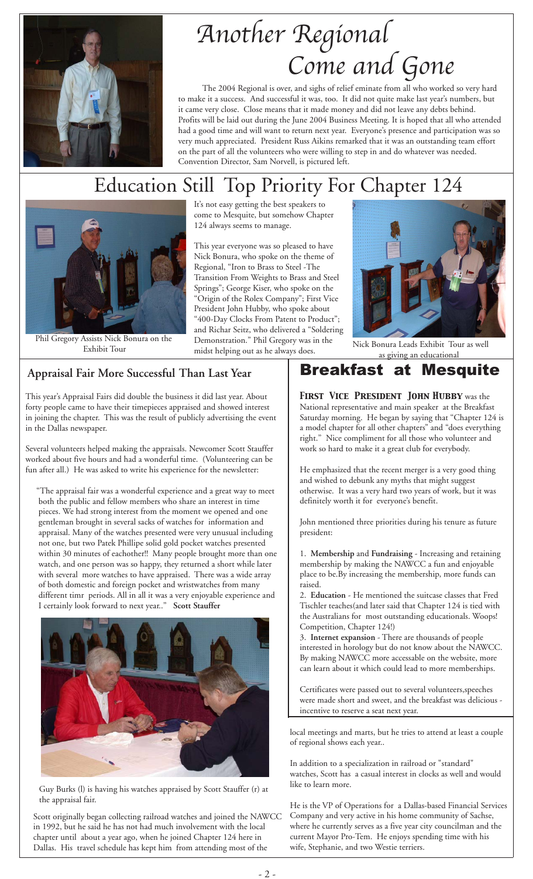# Another Regional Come and Gone

The 2004 Regional is over, and sighs of relief eminate from all who worked so very hard to make it a success. And successful it was, too. It did not quite make last year's numbers, but it came very close. Close means that it made money and did not leave any debts behind. Profits will be laid out during the June 2004 Business Meeting. It is hoped that all who attended had a good time and will want to return next year. Everyone's presence and participation was so very much appreciated. President Russ Aikins remarked that it was an outstanding team effort on the part of all the volunteers who were willing to step in and do whatever was needed. Convention Director, Sam Norvell, is pictured left.

# Education Still Top Priority For Chapter 124

It's not easy getting the best speakers to come to Mesquite, but somehow Chapter 124 always seems to manage.

This year everyone was so pleased to have Nick Bonura, who spoke on the theme of Regional, "Iron to Brass to Steel -The Transition From Weights to Brass and Steel Springs"; George Kiser, who spoke on the "Origin of the Rolex Company"; First Vice President John Hubby, who spoke about "400-Day Clocks From Patent to Product"; and Richar Seitz, who delivered a "Soldering Demonstration." Phil Gregory was in the midst helping out as he always does.

Phil Gregory Assists Nick Bonura on the Exhibit Tour

Nick Bonura Leads Exhibit Tour as well as giving an educational

## Appraisal Fair More Successful Than Last Year

This year's Appraisal Fairs did double the business it did last year. About forty people came to have their timepieces appraised and showed interest in joining the chapter. This was the result of publicly advertising the event in the Dallas newspaper.

Several volunteers helped making the appraisals. Newcomer Scott Stauffer worked about five hours and had a wonderful time. (Volunteering can be fun after all.) He was asked to write his experience for the newsletter:

> "The appraisal fair was a wonderful experience and a great way to meet both the public and fellow members who share an interest in time pieces. We had strong interest from the moment we opened and one gentleman brought in several sacks of watches for information and appraisal. Many of the watches presented were very unusual including not one, but two Patek Phillipe solid gold pocket watches presented within 30 minutes of eachother!! Many people brought more than one watch, and one person was so happy, they returned a short while later with several more watches to have appraised. There was a wide array of both domestic and foreign pocket and wristwatches from many different timr periods. All in all it was a very enjoyable experience and I certainly look forward to next year.." **Scott Stauffer**

Guy Burks (l) is having his watches appraised by Scott Stauffer (r) at the appraisal fair.

Scott originally began collecting railroad watches and joined the NAWCC in 1992, but he said he has not had much involvement with the local chapter until about a year ago, when he joined Chapter 124 here in Dallas. His travel schedule has kept him from attending most of the local meetings and marts, but he tries to attend at least a couple of regional shows each year..

In addition to a specialization in railroad or "standard" watches, Scott has a casual interest in clocks as well and would like to learn more.

He is the VP of Operations for a Dallas-based Financial Services Company and very active in his home community of Sachse, where he currently serves as a five year city councilman and the current Mayor Pro-Tem. He enjoys spending time with his wife, Stephanie, and two Westie terriers.

## Breakfast at Mesquite

***First Vice President John Hubby*** was the National representative and main speaker at the Breakfast Saturday morning. He began by saying that "Chapter 124 is a model chapter for all other chapters" and "does everything right." Nice compliment for all those who volunteer and work so hard to make it a great club for everybody.

He emphasized that the recent merger is a very good thing and wished to debunk any myths that might suggest otherwise. It was a very hard two years of work, but it was definitely worth it for everyone's benefit.

John mentioned three priorities during his tenure as future president:

1. **Membership** and **Fundraising** - Increasing and retaining membership by making the NAWCC a fun and enjoyable place to be.By increasing the membership, more funds can raised.
2. **Education** - He mentioned the suitcase classes that Fred Tischler teaches(and later said that Chapter 124 is tied with the Australians for most outstanding educationals. Woops! Competition, Chapter 124!)
3. **Internet expansion** - There are thousands of people interested in horology but do not know about the NAWCC. By making NAWCC more accessable on the website, more can learn about it which could lead to more memberships.

Certificates were passed out to several volunteers,speeches were made short and sweet, and the breakfast was delicious - incentive to reserve a seat next year.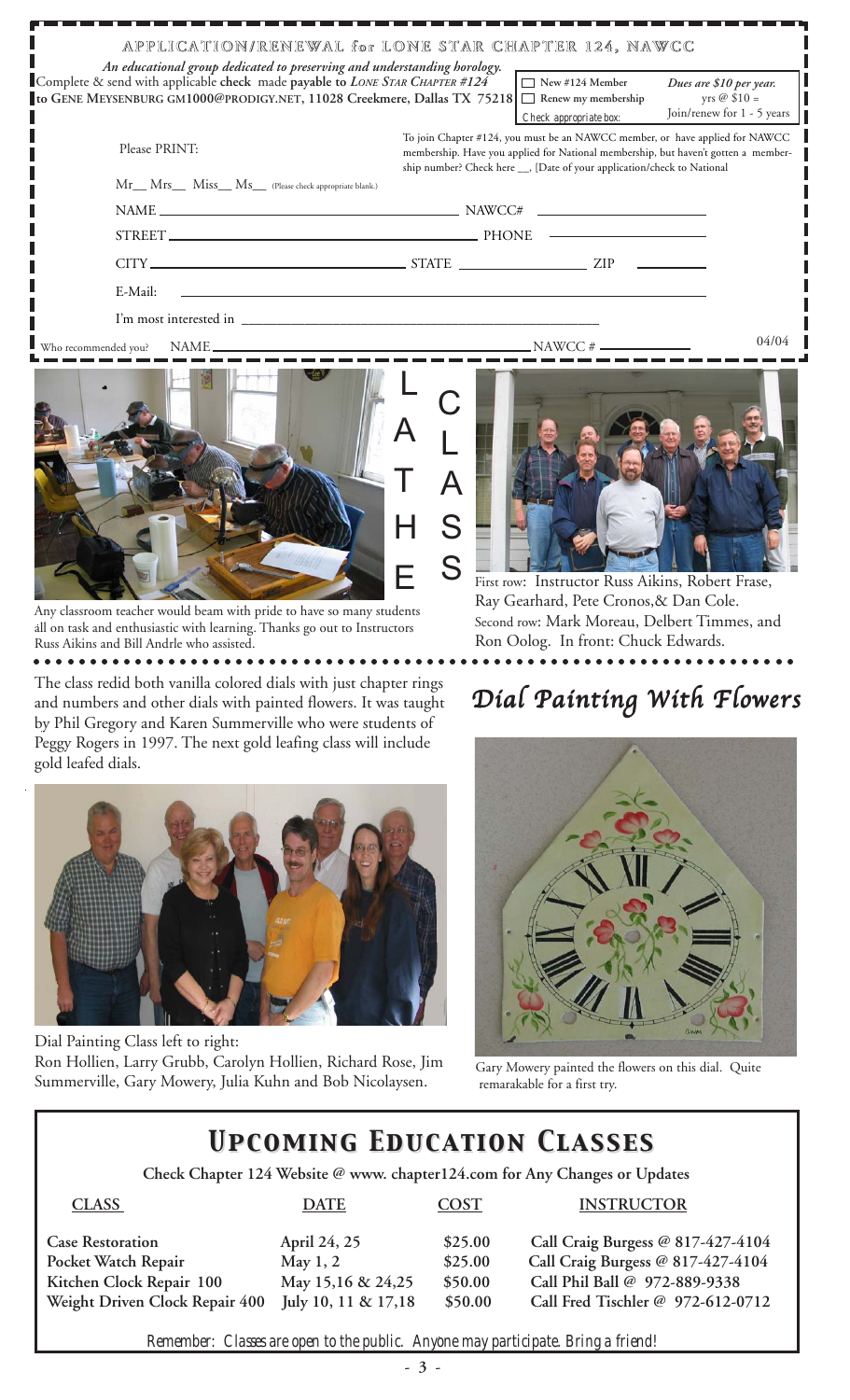## APPLICATION/RENEWAL for LONE STAR CHAPTER 124, NAWCC

*An educational group dedicated to preserving and understanding horology.*

Complete & send with applicable **check** made **payable to** ***Lone Star Chapter #124*** **to Gene Meysenburg GM1000@PRODIGY.NET, 11028 Creekmere, Dallas TX 75218**

☐ New #124 Member
☐ Renew my membership
Check appropriate box:

***Dues are $10 per year.*** yrs @ $10 = Join/renew for 1 - 5 years

Please PRINT:

To join Chapter #124, you must be an NAWCC member, or have applied for NAWCC membership. Have you applied for National membership, but haven't gotten a membership number? Check here __, [Date of your application/check to National

Mr__ Mrs__ Miss__ Ms__ (Please check appropriate blank.)

NAME ______________________ NAWCC# ______________

STREET ______________________ PHONE ______________

CITY ______________ STATE ________ ZIP ________

E-Mail: ______________________

I'm most interested in ______________________

Who recommended you? NAME ______________________ NAWCC # ________

04/04

## LATHE CLASS

Any classroom teacher would beam with pride to have so many students all on task and enthusiastic with learning. Thanks go out to Instructors Russ Aikins and Bill Andrle who assisted.

First row: Instructor Russ Aikins, Robert Frase, Ray Gearhard, Pete Cronos,& Dan Cole. Second row: Mark Moreau, Delbert Timmes, and Ron Oolog. In front: Chuck Edwards.

## Dial Painting With Flowers

The class redid both vanilla colored dials with just chapter rings and numbers and other dials with painted flowers. It was taught by Phil Gregory and Karen Summerville who were students of Peggy Rogers in 1997. The next gold leafing class will include gold leafed dials.

Dial Painting Class left to right:
Ron Hollien, Larry Grubb, Carolyn Hollien, Richard Rose, Jim Summerville, Gary Mowery, Julia Kuhn and Bob Nicolaysen.

Gary Mowery painted the flowers on this dial. Quite remarkable for a first try.

## UPCOMING EDUCATION CLASSES

**Check Chapter 124 Website @ www. chapter124.com for Any Changes or Updates**

| CLASS | DATE | COST | INSTRUCTOR |
|---|---|---|---|
| **Case Restoration** | **April 24, 25** | **$25.00** | **Call Craig Burgess @ 817-427-4104** |
| **Pocket Watch Repair** | **May 1, 2** | **$25.00** | **Call Craig Burgess @ 817-427-4104** |
| **Kitchen Clock Repair 100** | **May 15,16 & 24,25** | **$50.00** | **Call Phil Ball @ 972-889-9338** |
| **Weight Driven Clock Repair 400** | **July 10, 11 & 17,18** | **$50.00** | **Call Fred Tischler @ 972-612-0712** |

*Remember: Classes are open to the public. Anyone may participate. Bring a friend!*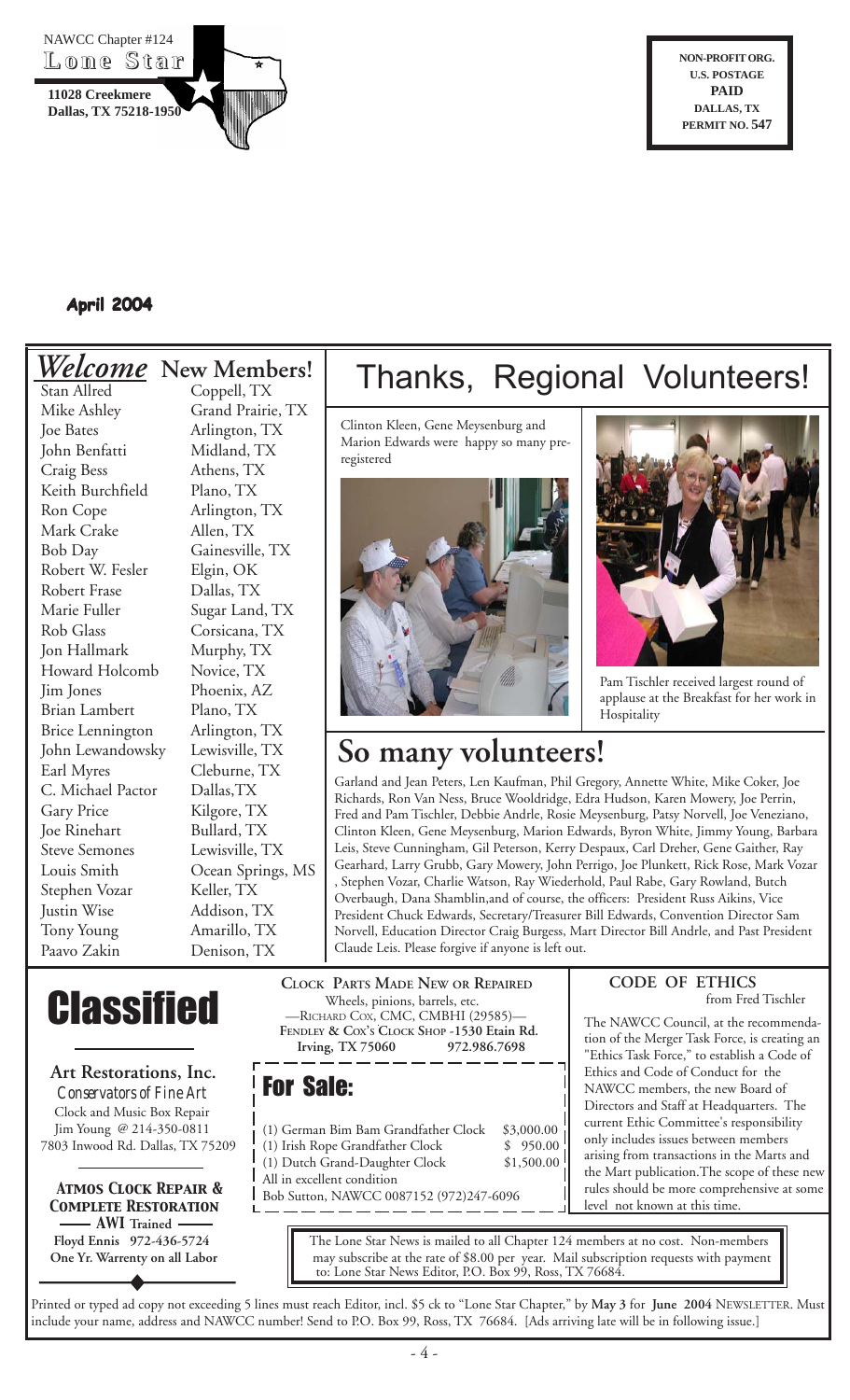NAWCC Chapter #124
Lone Star
11028 Creekmere
Dallas, TX 75218-1950

NON-PROFIT ORG.
U.S. POSTAGE
PAID
DALLAS, TX
PERMIT NO. 547

**April 2004**

## *Welcome* New Members!

| | |
|---|---|
| Stan Allred | Coppell, TX |
| Mike Ashley | Grand Prairie, TX |
| Joe Bates | Arlington, TX |
| John Benfatti | Midland, TX |
| Craig Bess | Athens, TX |
| Keith Burchfield | Plano, TX |
| Ron Cope | Arlington, TX |
| Mark Crake | Allen, TX |
| Bob Day | Gainesville, TX |
| Robert W. Fesler | Elgin, OK |
| Robert Frase | Dallas, TX |
| Marie Fuller | Sugar Land, TX |
| Rob Glass | Corsicana, TX |
| Jon Hallmark | Murphy, TX |
| Howard Holcomb | Novice, TX |
| Jim Jones | Phoenix, AZ |
| Brian Lambert | Plano, TX |
| Brice Lennington | Arlington, TX |
| John Lewandowsky | Lewisville, TX |
| Earl Myres | Cleburne, TX |
| C. Michael Pactor | Dallas,TX |
| Gary Price | Kilgore, TX |
| Joe Rinehart | Bullard, TX |
| Steve Semones | Lewisville, TX |
| Louis Smith | Ocean Springs, MS |
| Stephen Vozar | Keller, TX |
| Justin Wise | Addison, TX |
| Tony Young | Amarillo, TX |
| Paavo Zakin | Denison, TX |

# Thanks, Regional Volunteers!

Clinton Kleen, Gene Meysenburg and Marion Edwards were happy so many pre-registered

Pam Tischler received largest round of applause at the Breakfast for her work in Hospitality

## So many volunteers!

Garland and Jean Peters, Len Kaufman, Phil Gregory, Annette White, Mike Coker, Joe Richards, Ron Van Ness, Bruce Wooldridge, Edra Hudson, Karen Mowery, Joe Perrin, Fred and Pam Tischler, Debbie Andrle, Rosie Meysenburg, Patsy Norvell, Joe Veneziano, Clinton Kleen, Gene Meysenburg, Marion Edwards, Byron White, Jimmy Young, Barbara Leis, Steve Cunningham, Gil Peterson, Kerry Despaux, Carl Dreher, Gene Gaither, Ray Gearhard, Larry Grubb, Gary Mowery, John Perrigo, Joe Plunkett, Rick Rose, Mark Vozar , Stephen Vozar, Charlie Watson, Ray Wiederhold, Paul Rabe, Gary Rowland, Butch Overbaugh, Dana Shamblin,and of course, the officers: President Russ Aikins, Vice President Chuck Edwards, Secretary/Treasurer Bill Edwards, Convention Director Sam Norvell, Education Director Craig Burgess, Mart Director Bill Andrle, and Past President Claude Leis. Please forgive if anyone is left out.

# Classified

**Art Restorations, Inc.**
*Conservators of Fine Art*
Clock and Music Box Repair
Jim Young @ 214-350-0811
7803 Inwood Rd. Dallas, TX 75209

**ATMOS CLOCK REPAIR & COMPLETE RESTORATION**
**AWI Trained**
**Floyd Ennis 972-436-5724**
**One Yr. Warrenty on all Labor**

**CLOCK PARTS MADE NEW OR REPAIRED**
Wheels, pinions, barrels, etc.
—RICHARD COX, CMC, CMBHI (29585)—
**FENDLEY & COX'S CLOCK SHOP -1530 Etain Rd. Irving, TX 75060 972.986.7698**

## For Sale:

| | |
|---|---|
| (1) German Bim Bam Grandfather Clock | $3,000.00 |
| (1) Irish Rope Grandfather Clock | $ 950.00 |
| (1) Dutch Grand-Daughter Clock | $1,500.00 |

All in excellent condition
Bob Sutton, NAWCC 0087152 (972)247-6096

### CODE OF ETHICS
from Fred Tischler

The NAWCC Council, at the recommendation of the Merger Task Force, is creating an "Ethics Task Force," to establish a Code of Ethics and Code of Conduct for the NAWCC members, the new Board of Directors and Staff at Headquarters. The current Ethic Committee's responsibility only includes issues between members arising from transactions in the Marts and the Mart publication.The scope of these new rules should be more comprehensive at some level not known at this time.

The Lone Star News is mailed to all Chapter 124 members at no cost. Non-members may subscribe at the rate of $8.00 per year. Mail subscription requests with payment to: Lone Star News Editor, P.O. Box 99, Ross, TX 76684.

Printed or typed ad copy not exceeding 5 lines must reach Editor, incl. $5 ck to "Lone Star Chapter," by **May 3** for **June 2004** NEWSLETTER. Must include your name, address and NAWCC number! Send to P.O. Box 99, Ross, TX 76684. [Ads arriving late will be in following issue.]